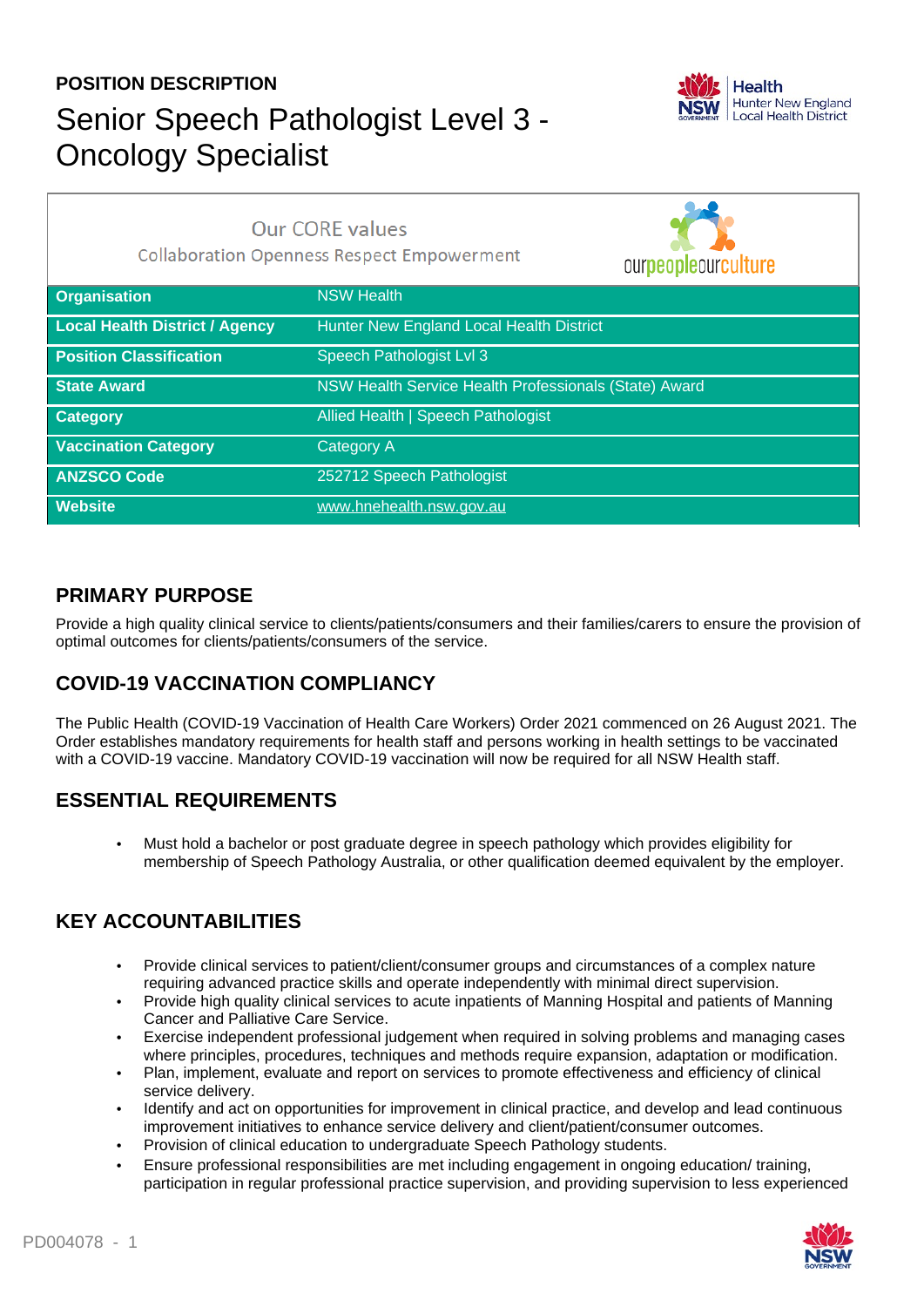**POSITION DESCRIPTION**

# Senior Speech Pathologist Level 3 - Oncology Specialist

Our CORE values

Collaboration Openness Respect Empowerment

ourpeopleourculture

| | |
|---|---|
| **Organisation** | NSW Health |
| **Local Health District / Agency** | Hunter New England Local Health District |
| **Position Classification** | Speech Pathologist Lvl 3 |
| **State Award** | NSW Health Service Health Professionals (State) Award |
| **Category** | Allied Health \| Speech Pathologist |
| **Vaccination Category** | Category A |
| **ANZSCO Code** | 252712 Speech Pathologist |
| **Website** | www.hnehealth.nsw.gov.au |

## PRIMARY PURPOSE

Provide a high quality clinical service to clients/patients/consumers and their families/carers to ensure the provision of optimal outcomes for clients/patients/consumers of the service.

## COVID-19 VACCINATION COMPLIANCY

The Public Health (COVID-19 Vaccination of Health Care Workers) Order 2021 commenced on 26 August 2021. The Order establishes mandatory requirements for health staff and persons working in health settings to be vaccinated with a COVID-19 vaccine. Mandatory COVID-19 vaccination will now be required for all NSW Health staff.

## ESSENTIAL REQUIREMENTS

- Must hold a bachelor or post graduate degree in speech pathology which provides eligibility for membership of Speech Pathology Australia, or other qualification deemed equivalent by the employer.

## KEY ACCOUNTABILITIES

- Provide clinical services to patient/client/consumer groups and circumstances of a complex nature requiring advanced practice skills and operate independently with minimal direct supervision.
- Provide high quality clinical services to acute inpatients of Manning Hospital and patients of Manning Cancer and Palliative Care Service.
- Exercise independent professional judgement when required in solving problems and managing cases where principles, procedures, techniques and methods require expansion, adaptation or modification.
- Plan, implement, evaluate and report on services to promote effectiveness and efficiency of clinical service delivery.
- Identify and act on opportunities for improvement in clinical practice, and develop and lead continuous improvement initiatives to enhance service delivery and client/patient/consumer outcomes.
- Provision of clinical education to undergraduate Speech Pathology students.
- Ensure professional responsibilities are met including engagement in ongoing education/ training, participation in regular professional practice supervision, and providing supervision to less experienced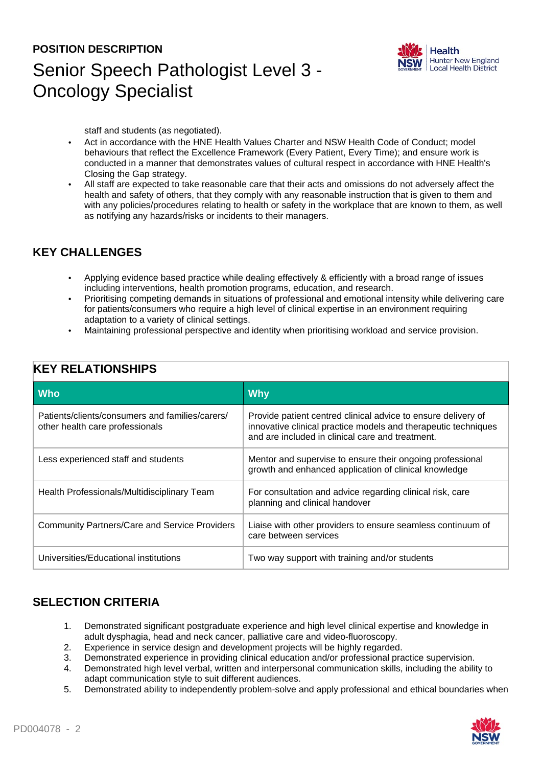staff and students (as negotiated).

- Act in accordance with the HNE Health Values Charter and NSW Health Code of Conduct; model behaviours that reflect the Excellence Framework (Every Patient, Every Time); and ensure work is conducted in a manner that demonstrates values of cultural respect in accordance with HNE Health's Closing the Gap strategy.
- All staff are expected to take reasonable care that their acts and omissions do not adversely affect the health and safety of others, that they comply with any reasonable instruction that is given to them and with any policies/procedures relating to health or safety in the workplace that are known to them, as well as notifying any hazards/risks or incidents to their managers.

## KEY CHALLENGES

- Applying evidence based practice while dealing effectively & efficiently with a broad range of issues including interventions, health promotion programs, education, and research.
- Prioritising competing demands in situations of professional and emotional intensity while delivering care for patients/consumers who require a high level of clinical expertise in an environment requiring adaptation to a variety of clinical settings.
- Maintaining professional perspective and identity when prioritising workload and service provision.

## KEY RELATIONSHIPS

| Who | Why |
|---|---|
| Patients/clients/consumers and families/carers/ other health care professionals | Provide patient centred clinical advice to ensure delivery of innovative clinical practice models and therapeutic techniques and are included in clinical care and treatment. |
| Less experienced staff and students | Mentor and supervise to ensure their ongoing professional growth and enhanced application of clinical knowledge |
| Health Professionals/Multidisciplinary Team | For consultation and advice regarding clinical risk, care planning and clinical handover |
| Community Partners/Care and Service Providers | Liaise with other providers to ensure seamless continuum of care between services |
| Universities/Educational institutions | Two way support with training and/or students |

## SELECTION CRITERIA

1. Demonstrated significant postgraduate experience and high level clinical expertise and knowledge in adult dysphagia, head and neck cancer, palliative care and video-fluoroscopy.
2. Experience in service design and development projects will be highly regarded.
3. Demonstrated experience in providing clinical education and/or professional practice supervision.
4. Demonstrated high level verbal, written and interpersonal communication skills, including the ability to adapt communication style to suit different audiences.
5. Demonstrated ability to independently problem-solve and apply professional and ethical boundaries when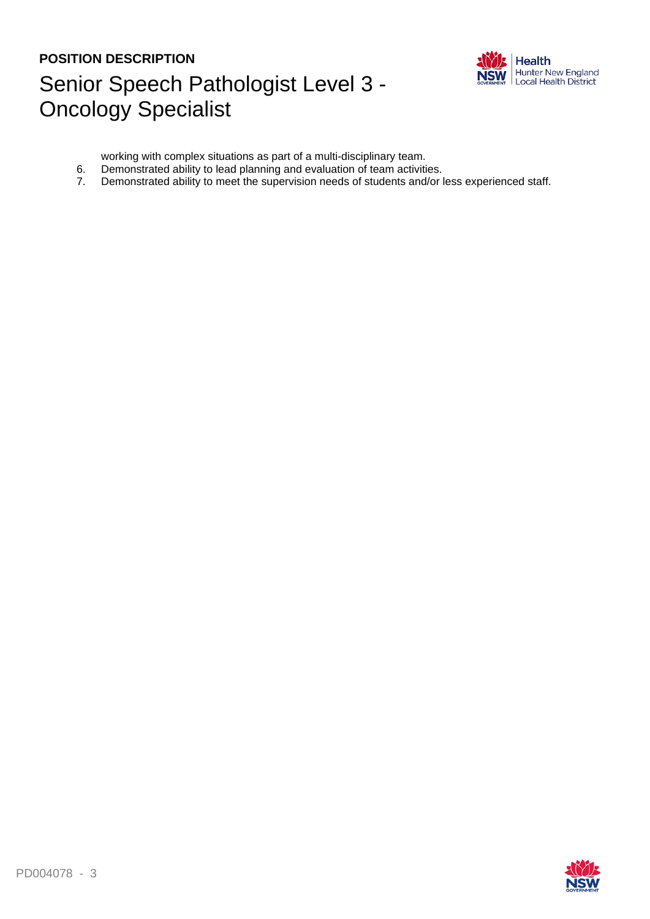working with complex situations as part of a multi-disciplinary team.

6. Demonstrated ability to lead planning and evaluation of team activities.
7. Demonstrated ability to meet the supervision needs of students and/or less experienced staff.